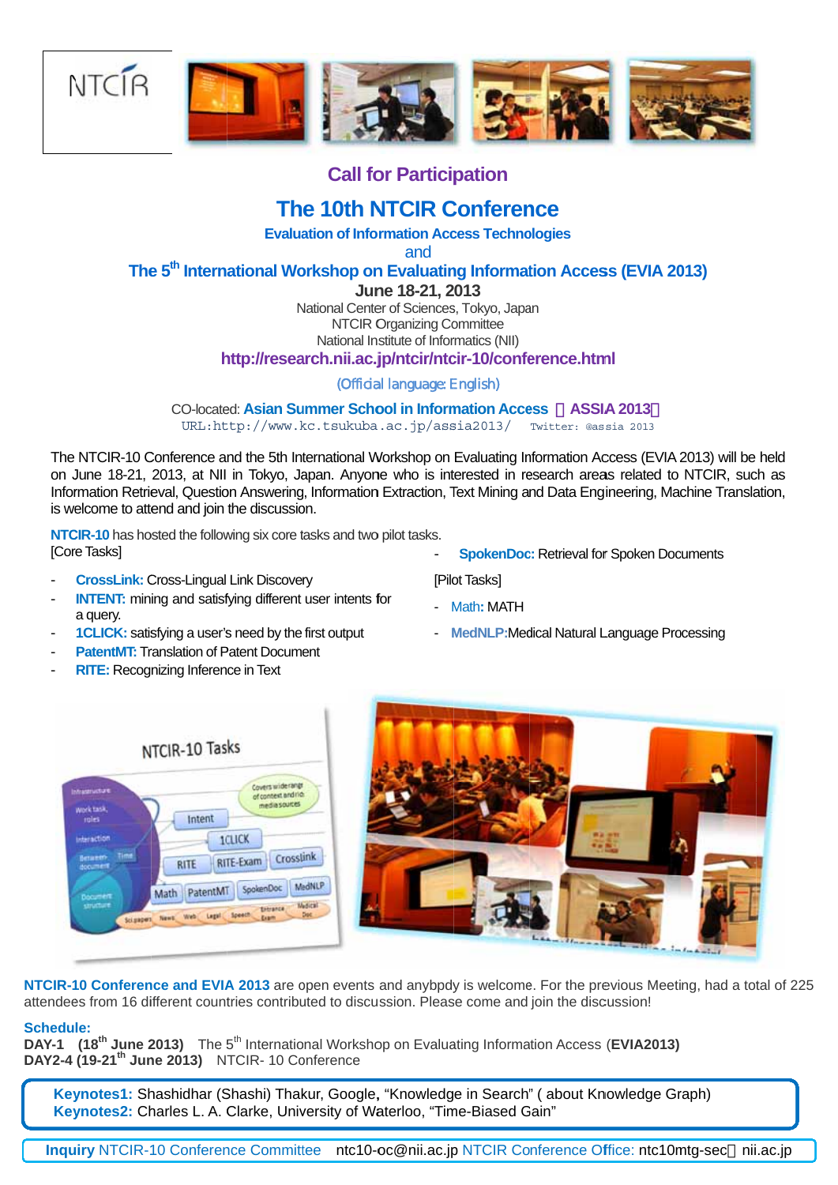NTCIR

## Call for Participation

# The 10th NTCIR Conference

**Evaluation of Information Access Technologies**

and

## The 5$^{th}$ International Workshop on Evaluating Information Access (EVIA 2013)

**June 18-21, 2013**

National Center of Sciences, Tokyo, Japan

NTCIR Organizing Committee

National Institute of Informatics (NII)

**http://research.nii.ac.jp/ntcir/ntcir-10/conference.html**

(Official language: English)

CO-located: **Asian Summer School in Information Access （ASSIA 2013）**

URL:http://www.kc.tsukuba.ac.jp/assia2013/ Twitter: @assia 2013

The NTCIR-10 Conference and the 5th International Workshop on Evaluating Information Access (EVIA 2013) will be held on June 18-21, 2013, at NII in Tokyo, Japan. Anyone who is interested in research areas related to NTCIR, such as Information Retrieval, Question Answering, Information Extraction, Text Mining and Data Engineering, Machine Translation, is welcome to attend and join the discussion.

**NTCIR-10** has hosted the following six core tasks and two pilot tasks.

[Core Tasks]

- **CrossLink:** Cross-Lingual Link Discovery
- **INTENT:** mining and satisfying different user intents for a query.
- **1CLICK:** satisfying a user's need by the first output
- **PatentMT:** Translation of Patent Document
- **RITE:** Recognizing Inference in Text
- **SpokenDoc:** Retrieval for Spoken Documents

[Pilot Tasks]

- Math**:** MATH
- MedNLP:Medical Natural Language Processing

**NTCIR-10 Conference and EVIA 2013** are open events and anybpdy is welcome. For the previous Meeting, had a total of 225 attendees from 16 different countries contributed to discussion. Please come and join the discussion!

**Schedule:**

**DAY-1 (18$^{th}$ June 2013)** The 5$^{th}$ International Workshop on Evaluating Information Access (**EVIA2013**)

**DAY2-4 (19-21$^{th}$ June 2013)** NTCIR- 10 Conference

**Keynotes1:** Shashidhar (Shashi) Thakur, Google**,** "Knowledge in Search" ( about Knowledge Graph)

**Keynotes2:** Charles L. A. Clarke, University of Waterloo, "Time-Biased Gain"

**Inquiry** NTCIR-10 Conference Committee ntc10-oc@nii.ac.jp NTCIR Conference Office: ntc10mtg-sec＠nii.ac.jp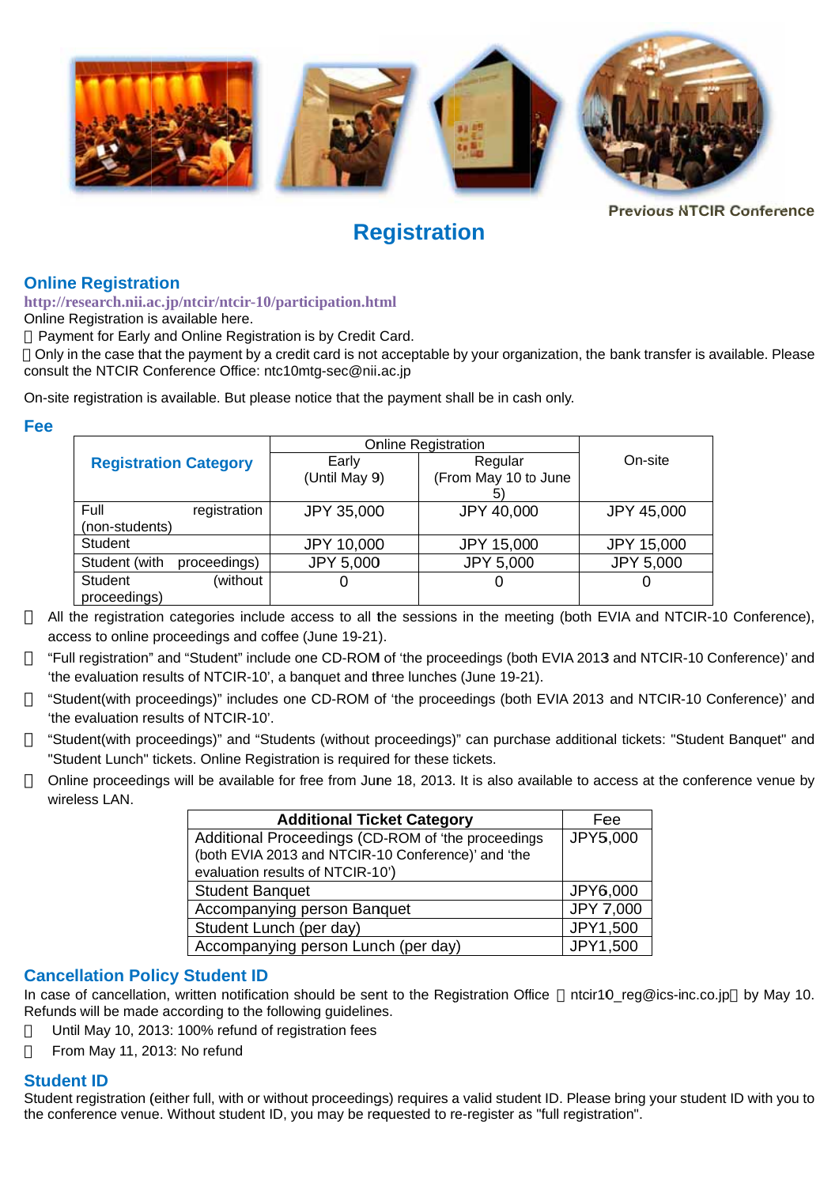Previous NTCIR Conference

# Registration

## Online Registration

http://research.nii.ac.jp/ntcir/ntcir-10/participation.html

Online Registration is available here.

 Payment for Early and Online Registration is by Credit Card.

 Only in the case that the payment by a credit card is not acceptable by your organization, the bank transfer is available. Please consult the NTCIR Conference Office: ntc10mtg-sec@nii.ac.jp

On-site registration is available. But please notice that the payment shall be in cash only.

## Fee

| Registration Category | Online Registration | | On-site |
|---|---|---|---|
| | Early (Until May 9) | Regular (From May 10 to June 5) | |
| Full registration (non-students) | JPY 35,000 | JPY 40,000 | JPY 45,000 |
| Student | JPY 10,000 | JPY 15,000 | JPY 15,000 |
| Student (with proceedings) | JPY 5,000 | JPY 5,000 | JPY 5,000 |
| Student (without proceedings) | 0 | 0 | 0 |

- All the registration categories include access to all the sessions in the meeting (both EVIA and NTCIR-10 Conference), access to online proceedings and coffee (June 19-21).
- "Full registration" and "Student" include one CD-ROM of 'the proceedings (both EVIA 2013 and NTCIR-10 Conference)' and 'the evaluation results of NTCIR-10', a banquet and three lunches (June 19-21).
- "Student(with proceedings)" includes one CD-ROM of 'the proceedings (both EVIA 2013 and NTCIR-10 Conference)' and 'the evaluation results of NTCIR-10'.
- "Student(with proceedings)" and "Students (without proceedings)" can purchase additional tickets: "Student Banquet" and "Student Lunch" tickets. Online Registration is required for these tickets.
- Online proceedings will be available for free from June 18, 2013. It is also available to access at the conference venue by wireless LAN.

| Additional Ticket Category | Fee |
|---|---|
| Additional Proceedings (CD-ROM of 'the proceedings (both EVIA 2013 and NTCIR-10 Conference)' and 'the evaluation results of NTCIR-10') | JPY5,000 |
| Student Banquet | JPY6,000 |
| Accompanying person Banquet | JPY 7,000 |
| Student Lunch (per day) | JPY1,500 |
| Accompanying person Lunch (per day) | JPY1,500 |

## Cancellation Policy Student ID

In case of cancellation, written notification should be sent to the Registration Office （ntcir10_reg@ics-inc.co.jp） by May 10. Refunds will be made according to the following guidelines.

- Until May 10, 2013: 100% refund of registration fees
- From May 11, 2013: No refund

## Student ID

Student registration (either full, with or without proceedings) requires a valid student ID. Please bring your student ID with you to the conference venue. Without student ID, you may be requested to re-register as "full registration".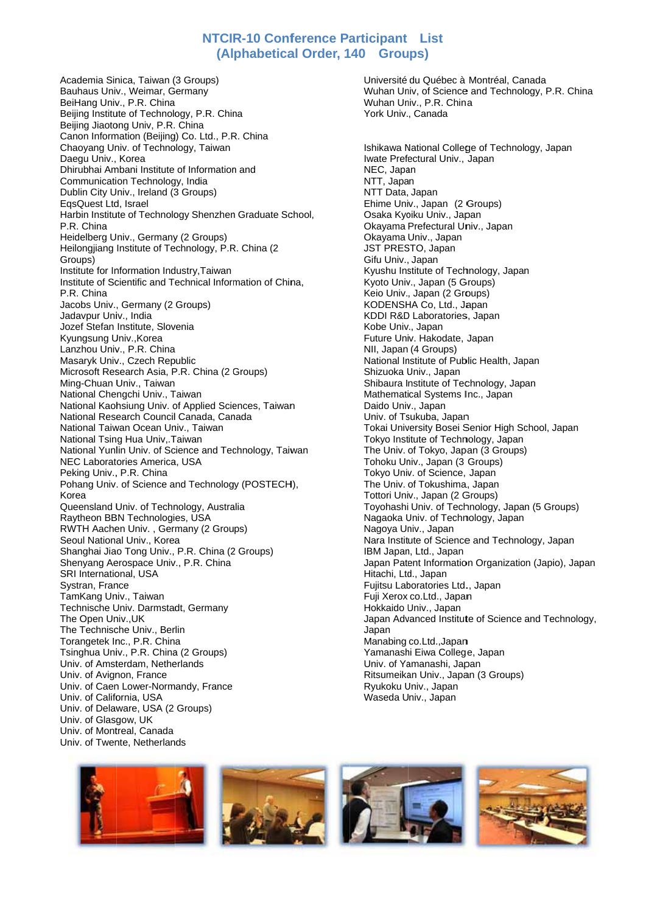# NTCIR-10 Conference Participant List (Alphabetical Order, 140 Groups)

Academia Sinica, Taiwan (3 Groups)
Bauhaus Univ., Weimar, Germany
BeiHang Univ., P.R. China
Beijing Institute of Technology, P.R. China
Beijing Jiaotong Univ, P.R. China
Canon Information (Beijing) Co. Ltd., P.R. China
Chaoyang Univ. of Technology, Taiwan
Daegu Univ., Korea
Dhirubhai Ambani Institute of Information and Communication Technology, India
Dublin City Univ., Ireland (3 Groups)
EqsQuest Ltd, Israel
Harbin Institute of Technology Shenzhen Graduate School, P.R. China
Heidelberg Univ., Germany (2 Groups)
Heilongjiang Institute of Technology, P.R. China (2 Groups)
Institute for Information Industry,Taiwan
Institute of Scientific and Technical Information of China, P.R. China
Jacobs Univ., Germany (2 Groups)
Jadavpur Univ., India
Jozef Stefan Institute, Slovenia
Kyungsung Univ.,Korea
Lanzhou Univ., P.R. China
Masaryk Univ., Czech Republic
Microsoft Research Asia, P.R. China (2 Groups)
Ming-Chuan Univ., Taiwan
National Chengchi Univ., Taiwan
National Kaohsiung Univ. of Applied Sciences, Taiwan
National Research Council Canada, Canada
National Taiwan Ocean Univ., Taiwan
National Tsing Hua Univ,.Taiwan
National Yunlin Univ. of Science and Technology, Taiwan
NEC Laboratories America, USA
Peking Univ., P.R. China
Pohang Univ. of Science and Technology (POSTECH), Korea
Queensland Univ. of Technology, Australia
Raytheon BBN Technologies, USA
RWTH Aachen Univ. , Germany (2 Groups)
Seoul National Univ., Korea
Shanghai Jiao Tong Univ., P.R. China (2 Groups)
Shenyang Aerospace Univ., P.R. China
SRI International, USA
Systran, France
TamKang Univ., Taiwan
Technische Univ. Darmstadt, Germany
The Open Univ.,UK
The Technische Univ., Berlin
Torangetek Inc., P.R. China
Tsinghua Univ., P.R. China (2 Groups)
Univ. of Amsterdam, Netherlands
Univ. of Avignon, France
Univ. of Caen Lower-Normandy, France
Univ. of California, USA
Univ. of Delaware, USA (2 Groups)
Univ. of Glasgow, UK
Univ. of Montreal, Canada
Univ. of Twente, Netherlands
Université du Québec à Montréal, Canada
Wuhan Univ, of Science and Technology, P.R. China
Wuhan Univ., P.R. China
York Univ., Canada

Ishikawa National College of Technology, Japan
Iwate Prefectural Univ., Japan
NEC, Japan
NTT, Japan
NTT Data, Japan
Ehime Univ., Japan (2 Groups)
Osaka Kyoiku Univ., Japan
Okayama Prefectural Univ., Japan
Okayama Univ., Japan
JST PRESTO, Japan
Gifu Univ., Japan
Kyushu Institute of Technology, Japan
Kyoto Univ., Japan (5 Groups)
Keio Univ., Japan (2 Groups)
KODENSHA Co, Ltd., Japan
KDDI R&D Laboratories, Japan
Kobe Univ., Japan
Future Univ. Hakodate, Japan
NII, Japan (4 Groups)
National Institute of Public Health, Japan
Shizuoka Univ., Japan
Shibaura Institute of Technology, Japan
Mathematical Systems Inc., Japan
Daido Univ., Japan
Univ. of Tsukuba, Japan
Tokai University Bosei Senior High School, Japan
Tokyo Institute of Technology, Japan
The Univ. of Tokyo, Japan (3 Groups)
Tohoku Univ., Japan (3 Groups)
Tokyo Univ. of Science, Japan
The Univ. of Tokushima, Japan
Tottori Univ., Japan (2 Groups)
Toyohashi Univ. of Technology, Japan (5 Groups)
Nagaoka Univ. of Technology, Japan
Nagoya Univ., Japan
Nara Institute of Science and Technology, Japan
IBM Japan, Ltd., Japan
Japan Patent Information Organization (Japio), Japan
Hitachi, Ltd., Japan
Fujitsu Laboratories Ltd., Japan
Fuji Xerox co.Ltd., Japan
Hokkaido Univ., Japan
Japan Advanced Institute of Science and Technology, Japan
Manabing co.Ltd.,Japan
Yamanashi Eiwa College, Japan
Univ. of Yamanashi, Japan
Ritsumeikan Univ., Japan (3 Groups)
Ryukoku Univ., Japan
Waseda Univ., Japan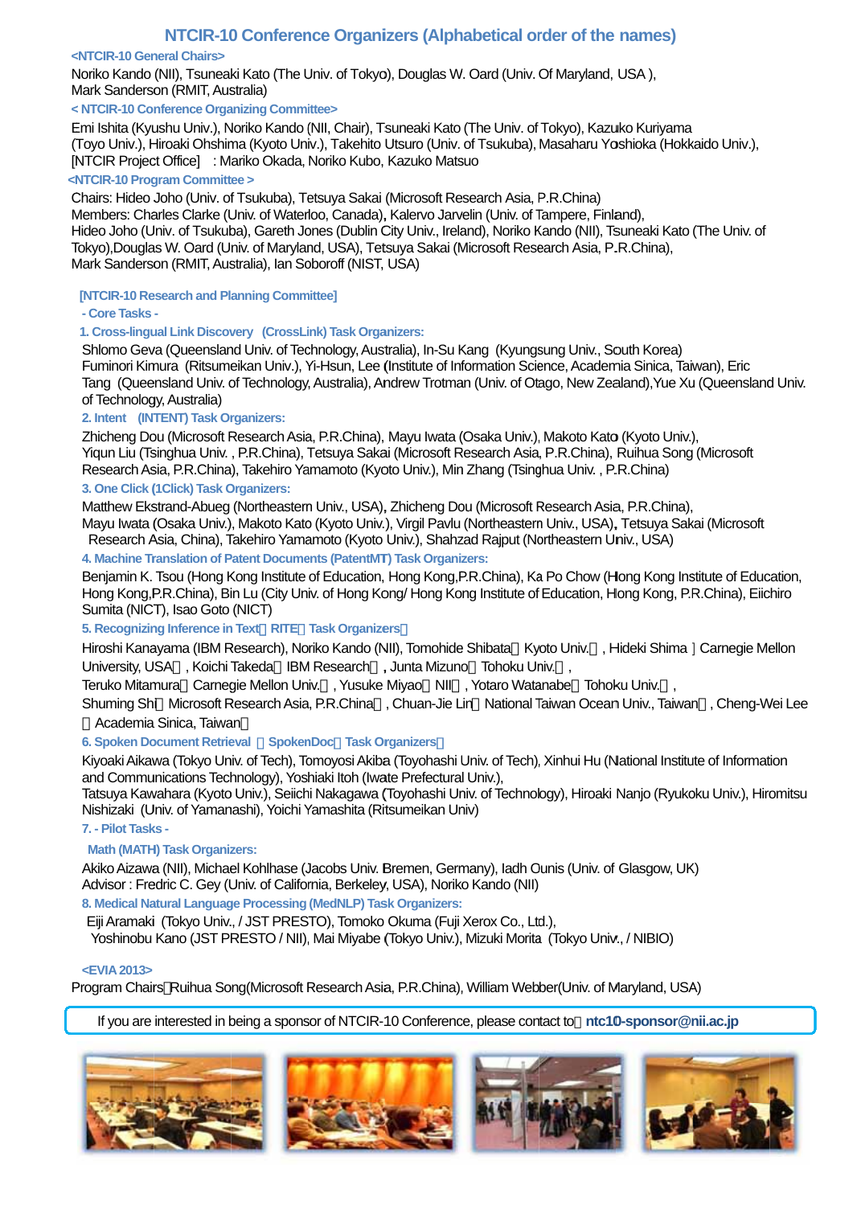# NTCIR-10 Conference Organizers (Alphabetical order of the names)

**<NTCIR-10 General Chairs>**

Noriko Kando (NII), Tsuneaki Kato (The Univ. of Tokyo), Douglas W. Oard (Univ. Of Maryland, USA ), Mark Sanderson (RMIT, Australia)

**< NTCIR-10 Conference Organizing Committee>**

Emi Ishita (Kyushu Univ.), Noriko Kando (NII, Chair), Tsuneaki Kato (The Univ. of Tokyo), Kazuko Kuriyama (Toyo Univ.), Hiroaki Ohshima (Kyoto Univ.), Takehito Utsuro (Univ. of Tsukuba), Masaharu Yoshioka (Hokkaido Univ.), [NTCIR Project Office] : Mariko Okada, Noriko Kubo, Kazuko Matsuo

**<NTCIR-10 Program Committee >**

Chairs: Hideo Joho (Univ. of Tsukuba), Tetsuya Sakai (Microsoft Research Asia, P.R.China)
Members: Charles Clarke (Univ. of Waterloo, Canada), Kalervo Jarvelin (Univ. of Tampere, Finland), Hideo Joho (Univ. of Tsukuba), Gareth Jones (Dublin City Univ., Ireland), Noriko Kando (NII), Tsuneaki Kato (The Univ. of Tokyo),Douglas W. Oard (Univ. of Maryland, USA), Tetsuya Sakai (Microsoft Research Asia, P.R.China), Mark Sanderson (RMIT, Australia), Ian Soboroff (NIST, USA)

**[NTCIR-10 Research and Planning Committee]**

**- Core Tasks -**

**1. Cross-lingual Link Discovery (CrossLink) Task Organizers:**

Shlomo Geva (Queensland Univ. of Technology, Australia), In-Su Kang (Kyungsung Univ., South Korea) Fuminori Kimura (Ritsumeikan Univ.), Yi-Hsun, Lee (Institute of Information Science, Academia Sinica, Taiwan), Eric Tang (Queensland Univ. of Technology, Australia), Andrew Trotman (Univ. of Otago, New Zealand),Yue Xu (Queensland Univ. of Technology, Australia)

**2. Intent (INTENT) Task Organizers:**

Zhicheng Dou (Microsoft Research Asia, P.R.China), Mayu Iwata (Osaka Univ.), Makoto Kato (Kyoto Univ.), Yiqun Liu (Tsinghua Univ. , P.R.China), Tetsuya Sakai (Microsoft Research Asia, P.R.China), Ruihua Song (Microsoft Research Asia, P.R.China), Takehiro Yamamoto (Kyoto Univ.), Min Zhang (Tsinghua Univ. , P.R.China)

**3. One Click (1Click) Task Organizers:**

Matthew Ekstrand-Abueg (Northeastern Univ., USA), Zhicheng Dou (Microsoft Research Asia, P.R.China), Mayu Iwata (Osaka Univ.), Makoto Kato (Kyoto Univ.), Virgil Pavlu (Northeastern Univ., USA), Tetsuya Sakai (Microsoft Research Asia, China), Takehiro Yamamoto (Kyoto Univ.), Shahzad Rajput (Northeastern Univ., USA)

**4. Machine Translation of Patent Documents (PatentMT) Task Organizers:**

Benjamin K. Tsou (Hong Kong Institute of Education, Hong Kong,P.R.China), Ka Po Chow (Hong Kong Institute of Education, Hong Kong,P.R.China), Bin Lu (City Univ. of Hong Kong/ Hong Kong Institute of Education, Hong Kong, P.R.China), Eiichiro Sumita (NICT), Isao Goto (NICT)

**5. Recognizing Inference in Text（RITE）Task Organizers：**

Hiroshi Kanayama (IBM Research), Noriko Kando (NII), Tomohide Shibata（Kyoto Univ.）, Hideki Shima（Carnegie Mellon University, USA）, Koichi Takeda（IBM Research）, Junta Mizuno（Tohoku Univ.）, Teruko Mitamura（Carnegie Mellon Univ.）, Yusuke Miyao（NII）, Yotaro Watanabe（Tohoku Univ.）, Shuming Shi（Microsoft Research Asia, P.R.China）, Chuan-Jie Lin（National Taiwan Ocean Univ., Taiwan）, Cheng-Wei Lee（Academia Sinica, Taiwan）

**6. Spoken Document Retrieval （SpokenDoc）Task Organizers：**

Kiyoaki Aikawa (Tokyo Univ. of Tech), Tomoyosi Akiba (Toyohashi Univ. of Tech), Xinhui Hu (National Institute of Information and Communications Technology), Yoshiaki Itoh (Iwate Prefectural Univ.), Tatsuya Kawahara (Kyoto Univ.), Seiichi Nakagawa (Toyohashi Univ. of Technology), Hiroaki Nanjo (Ryukoku Univ.), Hiromitsu Nishizaki (Univ. of Yamanashi), Yoichi Yamashita (Ritsumeikan Univ)

**7. - Pilot Tasks -**

**Math (MATH) Task Organizers:**

Akiko Aizawa (NII), Michael Kohlhase (Jacobs Univ. Bremen, Germany), Iadh Ounis (Univ. of Glasgow, UK)
Advisor : Fredric C. Gey (Univ. of California, Berkeley, USA), Noriko Kando (NII)

**8. Medical Natural Language Processing (MedNLP) Task Organizers:**

Eiji Aramaki (Tokyo Univ., / JST PRESTO), Tomoko Okuma (Fuji Xerox Co., Ltd.), Yoshinobu Kano (JST PRESTO / NII), Mai Miyabe (Tokyo Univ.), Mizuki Morita (Tokyo Univ., / NIBIO)

**<EVIA 2013>**

Program Chairs：Ruihua Song(Microsoft Research Asia, P.R.China), William Webber(Univ. of Maryland, USA)

If you are interested in being a sponsor of NTCIR-10 Conference, please contact to：**ntc10-sponsor@nii.ac.jp**